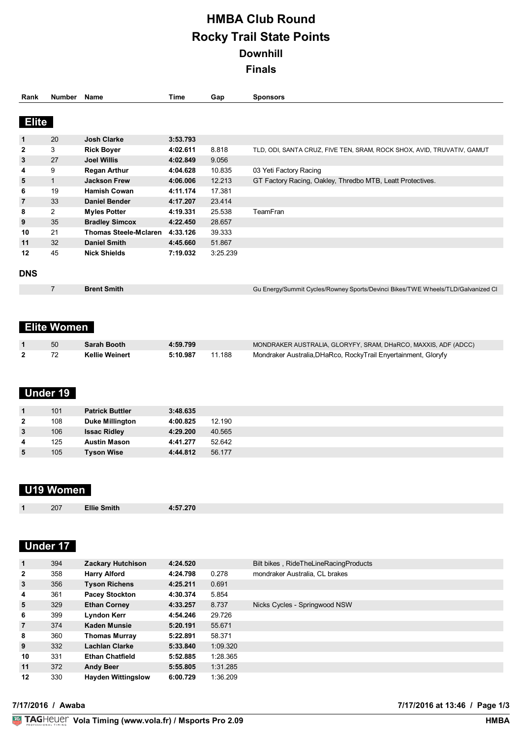# HMBA Club Round

# Rocky Trail State Points

## Downhill

## Finals

### Elite

| Rank | Number | Name | Time | Gap | Sponsors |
|---|---|---|---|---|---|
| 1 | 20 | **Josh Clarke** | **3:53.793** | | |
| 2 | 3 | **Rick Boyer** | **4:02.611** | 8.818 | TLD, ODI, SANTA CRUZ, FIVE TEN, SRAM, ROCK SHOX, AVID, TRUVATIV, GAMUT |
| 3 | 27 | **Joel Willis** | **4:02.849** | 9.056 | |
| 4 | 9 | **Regan Arthur** | **4:04.628** | 10.835 | 03 Yeti Factory Racing |
| 5 | 1 | **Jackson Frew** | **4:06.006** | 12.213 | GT Factory Racing, Oakley, Thredbo MTB, Leatt Protectives. |
| 6 | 19 | **Hamish Cowan** | **4:11.174** | 17.381 | |
| 7 | 33 | **Daniel Bender** | **4:17.207** | 23.414 | |
| 8 | 2 | **Myles Potter** | **4:19.331** | 25.538 | TeamFran |
| 9 | 35 | **Bradley Simcox** | **4:22.450** | 28.657 | |
| 10 | 21 | **Thomas Steele-Mclaren** | **4:33.126** | 39.333 | |
| 11 | 32 | **Daniel Smith** | **4:45.660** | 51.867 | |
| 12 | 45 | **Nick Shields** | **7:19.032** | 3:25.239 | |

**DNS**

| Rank | Number | Name | Time | Gap | Sponsors |
|---|---|---|---|---|---|
| | 7 | **Brent Smith** | | | Gu Energy/Summit Cycles/Rowney Sports/Devinci Bikes/TWE Wheels/TLD/Galvanized Cl |

### Elite Women

| Rank | Number | Name | Time | Gap | Sponsors |
|---|---|---|---|---|---|
| 1 | 50 | **Sarah Booth** | **4:59.799** | | MONDRAKER AUSTRALIA, GLORYFY, SRAM, DHaRCO, MAXXIS, ADF (ADCC) |
| 2 | 72 | **Kellie Weinert** | **5:10.987** | 11.188 | Mondraker Australia,DHaRco, RockyTrail Enyertainment, Gloryfy |

### Under 19

| Rank | Number | Name | Time | Gap | Sponsors |
|---|---|---|---|---|---|
| 1 | 101 | **Patrick Buttler** | **3:48.635** | | |
| 2 | 108 | **Duke Millington** | **4:00.825** | 12.190 | |
| 3 | 106 | **Issac Ridley** | **4:29.200** | 40.565 | |
| 4 | 125 | **Austin Mason** | **4:41.277** | 52.642 | |
| 5 | 105 | **Tyson Wise** | **4:44.812** | 56.177 | |

### U19 Women

| Rank | Number | Name | Time | Gap | Sponsors |
|---|---|---|---|---|---|
| 1 | 207 | **Ellie Smith** | **4:57.270** | | |

### Under 17

| Rank | Number | Name | Time | Gap | Sponsors |
|---|---|---|---|---|---|
| 1 | 394 | **Zackary Hutchison** | **4:24.520** | | Bilt bikes , RideTheLineRacingProducts |
| 2 | 358 | **Harry Alford** | **4:24.798** | 0.278 | mondraker Australia, CL brakes |
| 3 | 356 | **Tyson Richens** | **4:25.211** | 0.691 | |
| 4 | 361 | **Pacey Stockton** | **4:30.374** | 5.854 | |
| 5 | 329 | **Ethan Corney** | **4:33.257** | 8.737 | Nicks Cycles - Springwood NSW |
| 6 | 399 | **Lyndon Kerr** | **4:54.246** | 29.726 | |
| 7 | 374 | **Kaden Munsie** | **5:20.191** | 55.671 | |
| 8 | 360 | **Thomas Murray** | **5:22.891** | 58.371 | |
| 9 | 332 | **Lachlan Clarke** | **5:33.840** | 1:09.320 | |
| 10 | 331 | **Ethan Chatfield** | **5:52.885** | 1:28.365 | |
| 11 | 372 | **Andy Beer** | **5:55.805** | 1:31.285 | |
| 12 | 330 | **Hayden Wittingslow** | **6:00.729** | 1:36.209 | |

**7/17/2016 / Awaba** — **7/17/2016 at 13:46**

**Vola Timing (www.vola.fr) / Msports Pro 2.09** — **HMBA**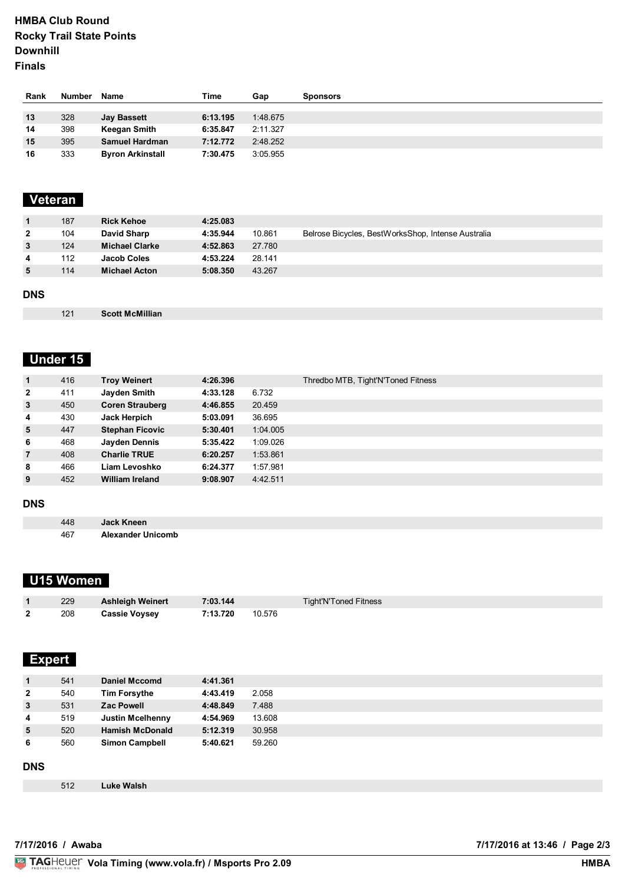# HMBA Club Round
# Rocky Trail State Points
# Downhill
# Finals

| Rank | Number | Name | Time | Gap | Sponsors |
|---|---|---|---|---|---|
| 13 | 328 | **Jay Bassett** | **6:13.195** | 1:48.675 | |
| 14 | 398 | **Keegan Smith** | **6:35.847** | 2:11.327 | |
| 15 | 395 | **Samuel Hardman** | **7:12.772** | 2:48.252 | |
| 16 | 333 | **Byron Arkinstall** | **7:30.475** | 3:05.955 | |

## Veteran

| Rank | Number | Name | Time | Gap | Sponsors |
|---|---|---|---|---|---|
| 1 | 187 | **Rick Kehoe** | **4:25.083** | | |
| 2 | 104 | **David Sharp** | **4:35.944** | 10.861 | Belrose Bicycles, BestWorksShop, Intense Australia |
| 3 | 124 | **Michael Clarke** | **4:52.863** | 27.780 | |
| 4 | 112 | **Jacob Coles** | **4:53.224** | 28.141 | |
| 5 | 114 | **Michael Acton** | **5:08.350** | 43.267 | |

### DNS

| Number | Name |
|---|---|
| 121 | **Scott McMillian** |

## Under 15

| Rank | Number | Name | Time | Gap | Sponsors |
|---|---|---|---|---|---|
| 1 | 416 | **Troy Weinert** | **4:26.396** | | Thredbo MTB, Tight'N'Toned Fitness |
| 2 | 411 | **Jayden Smith** | **4:33.128** | 6.732 | |
| 3 | 450 | **Coren Strauberg** | **4:46.855** | 20.459 | |
| 4 | 430 | **Jack Herpich** | **5:03.091** | 36.695 | |
| 5 | 447 | **Stephan Ficovic** | **5:30.401** | 1:04.005 | |
| 6 | 468 | **Jayden Dennis** | **5:35.422** | 1:09.026 | |
| 7 | 408 | **Charlie TRUE** | **6:20.257** | 1:53.861 | |
| 8 | 466 | **Liam Levoshko** | **6:24.377** | 1:57.981 | |
| 9 | 452 | **William Ireland** | **9:08.907** | 4:42.511 | |

### DNS

| Number | Name |
|---|---|
| 448 | **Jack Kneen** |
| 467 | **Alexander Unicomb** |

## U15 Women

| Rank | Number | Name | Time | Gap | Sponsors |
|---|---|---|---|---|---|
| 1 | 229 | **Ashleigh Weinert** | **7:03.144** | | Tight'N'Toned Fitness |
| 2 | 208 | **Cassie Voysey** | **7:13.720** | 10.576 | |

## Expert

| Rank | Number | Name | Time | Gap | Sponsors |
|---|---|---|---|---|---|
| 1 | 541 | **Daniel Mccomd** | **4:41.361** | | |
| 2 | 540 | **Tim Forsythe** | **4:43.419** | 2.058 | |
| 3 | 531 | **Zac Powell** | **4:48.849** | 7.488 | |
| 4 | 519 | **Justin Mcelhenny** | **4:54.969** | 13.608 | |
| 5 | 520 | **Hamish McDonald** | **5:12.319** | 30.958 | |
| 6 | 560 | **Simon Campbell** | **5:40.621** | 59.260 | |

### DNS

| Number | Name |
|---|---|
| 512 | **Luke Walsh** |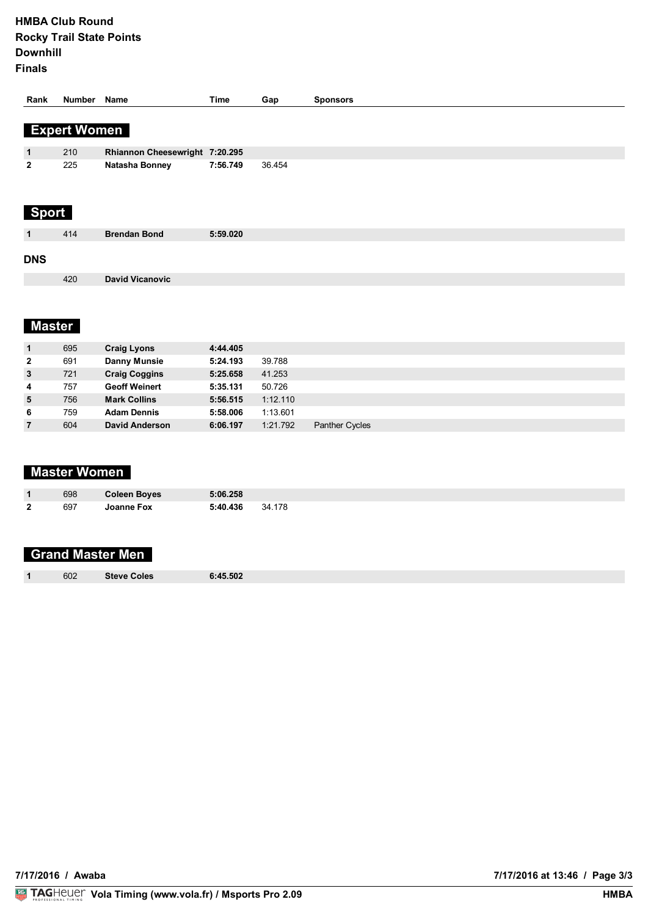**HMBA Club Round**
**Rocky Trail State Points**
**Downhill**
**Finals**

| Rank | Number | Name | Time | Gap | Sponsors |
|---|---|---|---|---|---|

## Expert Women

| Rank | Number | Name | Time | Gap | Sponsors |
|---|---|---|---|---|---|
| 1 | 210 | **Rhiannon Cheesewright** | **7:20.295** | | |
| 2 | 225 | **Natasha Bonney** | **7:56.749** | 36.454 | |

## Sport

| Rank | Number | Name | Time | Gap | Sponsors |
|---|---|---|---|---|---|
| 1 | 414 | **Brendan Bond** | **5:59.020** | | |

**DNS**

| Rank | Number | Name | Time | Gap | Sponsors |
|---|---|---|---|---|---|
| | 420 | **David Vicanovic** | | | |

## Master

| Rank | Number | Name | Time | Gap | Sponsors |
|---|---|---|---|---|---|
| 1 | 695 | **Craig Lyons** | **4:44.405** | | |
| 2 | 691 | **Danny Munsie** | **5:24.193** | 39.788 | |
| 3 | 721 | **Craig Coggins** | **5:25.658** | 41.253 | |
| 4 | 757 | **Geoff Weinert** | **5:35.131** | 50.726 | |
| 5 | 756 | **Mark Collins** | **5:56.515** | 1:12.110 | |
| 6 | 759 | **Adam Dennis** | **5:58.006** | 1:13.601 | |
| 7 | 604 | **David Anderson** | **6:06.197** | 1:21.792 | Panther Cycles |

## Master Women

| Rank | Number | Name | Time | Gap | Sponsors |
|---|---|---|---|---|---|
| 1 | 698 | **Coleen Boyes** | **5:06.258** | | |
| 2 | 697 | **Joanne Fox** | **5:40.436** | 34.178 | |

## Grand Master Men

| Rank | Number | Name | Time | Gap | Sponsors |
|---|---|---|---|---|---|
| 1 | 602 | **Steve Coles** | **6:45.502** | | |